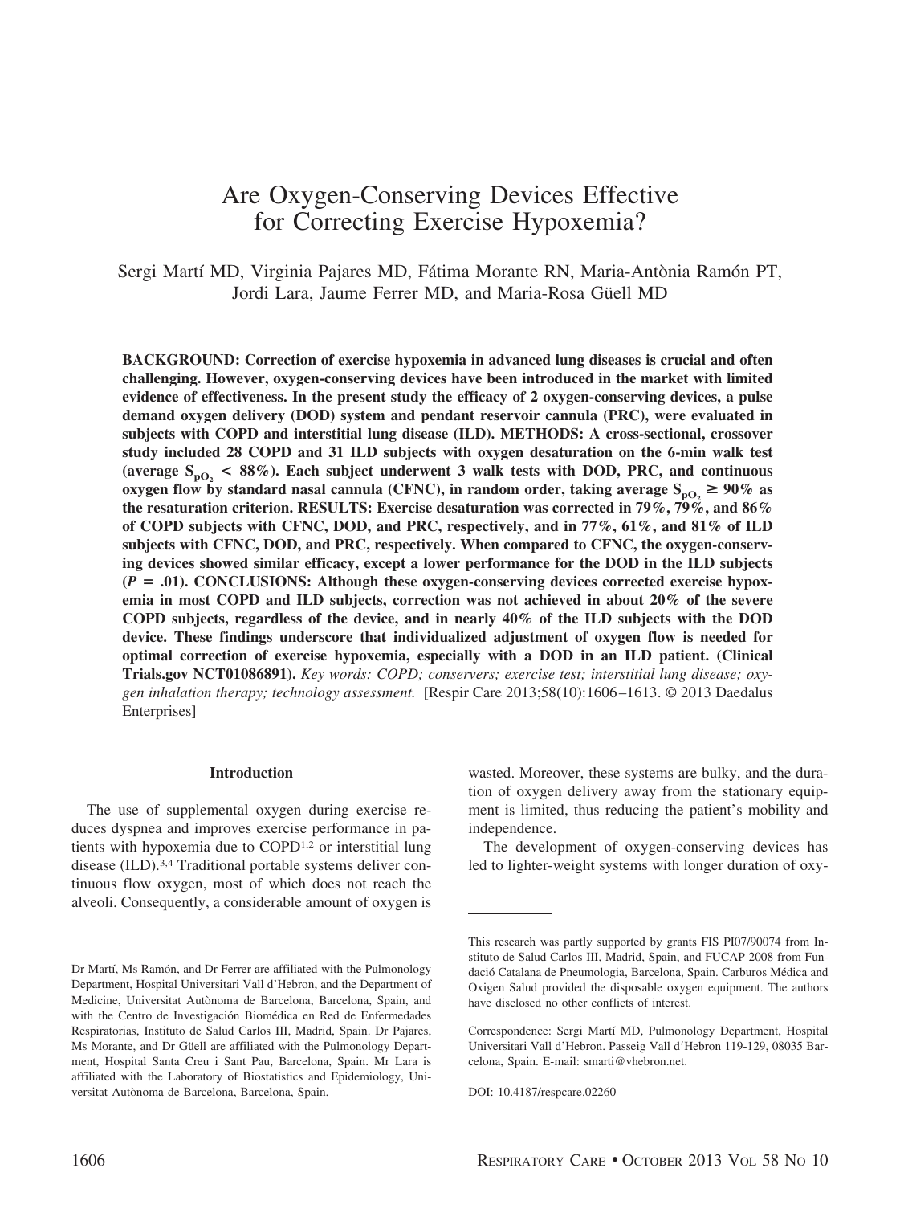# Are Oxygen-Conserving Devices Effective for Correcting Exercise Hypoxemia?

Sergi Martí MD, Virginia Pajares MD, Fátima Morante RN, Maria-Antònia Ramón PT, Jordi Lara, Jaume Ferrer MD, and Maria-Rosa Güell MD

**BACKGROUND: Correction of exercise hypoxemia in advanced lung diseases is crucial and often challenging. However, oxygen-conserving devices have been introduced in the market with limited evidence of effectiveness. In the present study the efficacy of 2 oxygen-conserving devices, a pulse demand oxygen delivery (DOD) system and pendant reservoir cannula (PRC), were evaluated in subjects with COPD and interstitial lung disease (ILD). METHODS: A cross-sectional, crossover study included 28 COPD and 31 ILD subjects with oxygen desaturation on the 6-min walk test (average $S_{pO_2}$ < 88%). Each subject underwent 3 walk tests with DOD, PRC, and continuous oxygen flow by standard nasal cannula (CFNC), in random order, taking average $S_{pO_2} \geq 90\%$ as the resaturation criterion. RESULTS: Exercise desaturation was corrected in 79%, 79%, and 86% of COPD subjects with CFNC, DOD, and PRC, respectively, and in 77%, 61%, and 81% of ILD subjects with CFNC, DOD, and PRC, respectively. When compared to CFNC, the oxygen-conserving devices showed similar efficacy, except a lower performance for the DOD in the ILD subjects ($P = .01$). CONCLUSIONS: Although these oxygen-conserving devices corrected exercise hypoxemia in most COPD and ILD subjects, correction was not achieved in about 20% of the severe COPD subjects, regardless of the device, and in nearly 40% of the ILD subjects with the DOD device. These findings underscore that individualized adjustment of oxygen flow is needed for optimal correction of exercise hypoxemia, especially with a DOD in an ILD patient. (ClinicalTrials.gov NCT01086891).** *Key words: COPD; conservers; exercise test; interstitial lung disease; oxygen inhalation therapy; technology assessment.* [Respir Care 2013;58(10):1606–1613. © 2013 Daedalus Enterprises]

## Introduction

The use of supplemental oxygen during exercise reduces dyspnea and improves exercise performance in patients with hypoxemia due to COPD[1,2] or interstitial lung disease (ILD).[3,4] Traditional portable systems deliver continuous flow oxygen, most of which does not reach the alveoli. Consequently, a considerable amount of oxygen is wasted. Moreover, these systems are bulky, and the duration of oxygen delivery away from the stationary equipment is limited, thus reducing the patient's mobility and independence.

The development of oxygen-conserving devices has led to lighter-weight systems with longer duration of oxy-

---

Dr Martí, Ms Ramón, and Dr Ferrer are affiliated with the Pulmonology Department, Hospital Universitari Vall d'Hebron, and the Department of Medicine, Universitat Autònoma de Barcelona, Barcelona, Spain, and with the Centro de Investigación Biomédica en Red de Enfermedades Respiratorias, Instituto de Salud Carlos III, Madrid, Spain. Dr Pajares, Ms Morante, and Dr Güell are affiliated with the Pulmonology Department, Hospital Santa Creu i Sant Pau, Barcelona, Spain. Mr Lara is affiliated with the Laboratory of Biostatistics and Epidemiology, Universitat Autònoma de Barcelona, Barcelona, Spain.

This research was partly supported by grants FIS PI07/90074 from Instituto de Salud Carlos III, Madrid, Spain, and FUCAP 2008 from Fundació Catalana de Pneumologia, Barcelona, Spain. Carburos Médica and Oxigen Salud provided the disposable oxygen equipment. The authors have disclosed no other conflicts of interest.

Correspondence: Sergi Martí MD, Pulmonology Department, Hospital Universitari Vall d'Hebron. Passeig Vall d'Hebron 119-129, 08035 Barcelona, Spain. E-mail: smarti@vhebron.net.

DOI: 10.4187/respcare.02260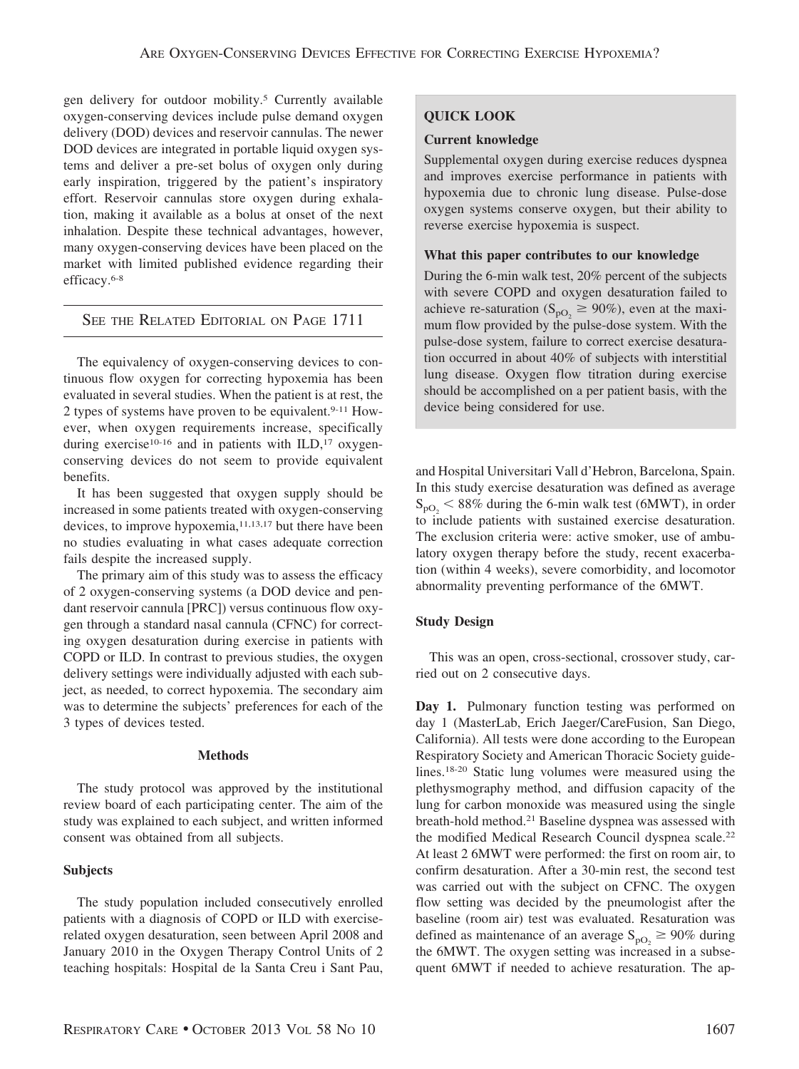gen delivery for outdoor mobility.[5] Currently available oxygen-conserving devices include pulse demand oxygen delivery (DOD) devices and reservoir cannulas. The newer DOD devices are integrated in portable liquid oxygen systems and deliver a pre-set bolus of oxygen only during early inspiration, triggered by the patient's inspiratory effort. Reservoir cannulas store oxygen during exhalation, making it available as a bolus at onset of the next inhalation. Despite these technical advantages, however, many oxygen-conserving devices have been placed on the market with limited published evidence regarding their efficacy.[6-8]

SEE THE RELATED EDITORIAL ON PAGE 1711

The equivalency of oxygen-conserving devices to continuous flow oxygen for correcting hypoxemia has been evaluated in several studies. When the patient is at rest, the 2 types of systems have proven to be equivalent.[9-11] However, when oxygen requirements increase, specifically during exercise[10-16] and in patients with ILD,[17] oxygen-conserving devices do not seem to provide equivalent benefits.

It has been suggested that oxygen supply should be increased in some patients treated with oxygen-conserving devices, to improve hypoxemia,[11,13,17] but there have been no studies evaluating in what cases adequate correction fails despite the increased supply.

The primary aim of this study was to assess the efficacy of 2 oxygen-conserving systems (a DOD device and pendant reservoir cannula [PRC]) versus continuous flow oxygen through a standard nasal cannula (CFNC) for correcting oxygen desaturation during exercise in patients with COPD or ILD. In contrast to previous studies, the oxygen delivery settings were individually adjusted with each subject, as needed, to correct hypoxemia. The secondary aim was to determine the subjects' preferences for each of the 3 types of devices tested.

**QUICK LOOK**

**Current knowledge**

Supplemental oxygen during exercise reduces dyspnea and improves exercise performance in patients with hypoxemia due to chronic lung disease. Pulse-dose oxygen systems conserve oxygen, but their ability to reverse exercise hypoxemia is suspect.

**What this paper contributes to our knowledge**

During the 6-min walk test, 20% percent of the subjects with severe COPD and oxygen desaturation failed to achieve re-saturation ($S_{pO_2} \geq 90\%$), even at the maximum flow provided by the pulse-dose system. With the pulse-dose system, failure to correct exercise desaturation occurred in about 40% of subjects with interstitial lung disease. Oxygen flow titration during exercise should be accomplished on a per patient basis, with the device being considered for use.

## Methods

The study protocol was approved by the institutional review board of each participating center. The aim of the study was explained to each subject, and written informed consent was obtained from all subjects.

### Subjects

The study population included consecutively enrolled patients with a diagnosis of COPD or ILD with exercise-related oxygen desaturation, seen between April 2008 and January 2010 in the Oxygen Therapy Control Units of 2 teaching hospitals: Hospital de la Santa Creu i Sant Pau, and Hospital Universitari Vall d'Hebron, Barcelona, Spain. In this study exercise desaturation was defined as average $S_{pO_2} < 88\%$ during the 6-min walk test (6MWT), in order to include patients with sustained exercise desaturation. The exclusion criteria were: active smoker, use of ambulatory oxygen therapy before the study, recent exacerbation (within 4 weeks), severe comorbidity, and locomotor abnormality preventing performance of the 6MWT.

### Study Design

This was an open, cross-sectional, crossover study, carried out on 2 consecutive days.

**Day 1.** Pulmonary function testing was performed on day 1 (MasterLab, Erich Jaeger/CareFusion, San Diego, California). All tests were done according to the European Respiratory Society and American Thoracic Society guidelines.[18-20] Static lung volumes were measured using the plethysmography method, and diffusion capacity of the lung for carbon monoxide was measured using the single breath-hold method.[21] Baseline dyspnea was assessed with the modified Medical Research Council dyspnea scale.[22] At least 2 6MWT were performed: the first on room air, to confirm desaturation. After a 30-min rest, the second test was carried out with the subject on CFNC. The oxygen flow setting was decided by the pneumologist after the baseline (room air) test was evaluated. Resaturation was defined as maintenance of an average $S_{pO_2} \geq 90\%$ during the 6MWT. The oxygen setting was increased in a subsequent 6MWT if needed to achieve resaturation. The ap-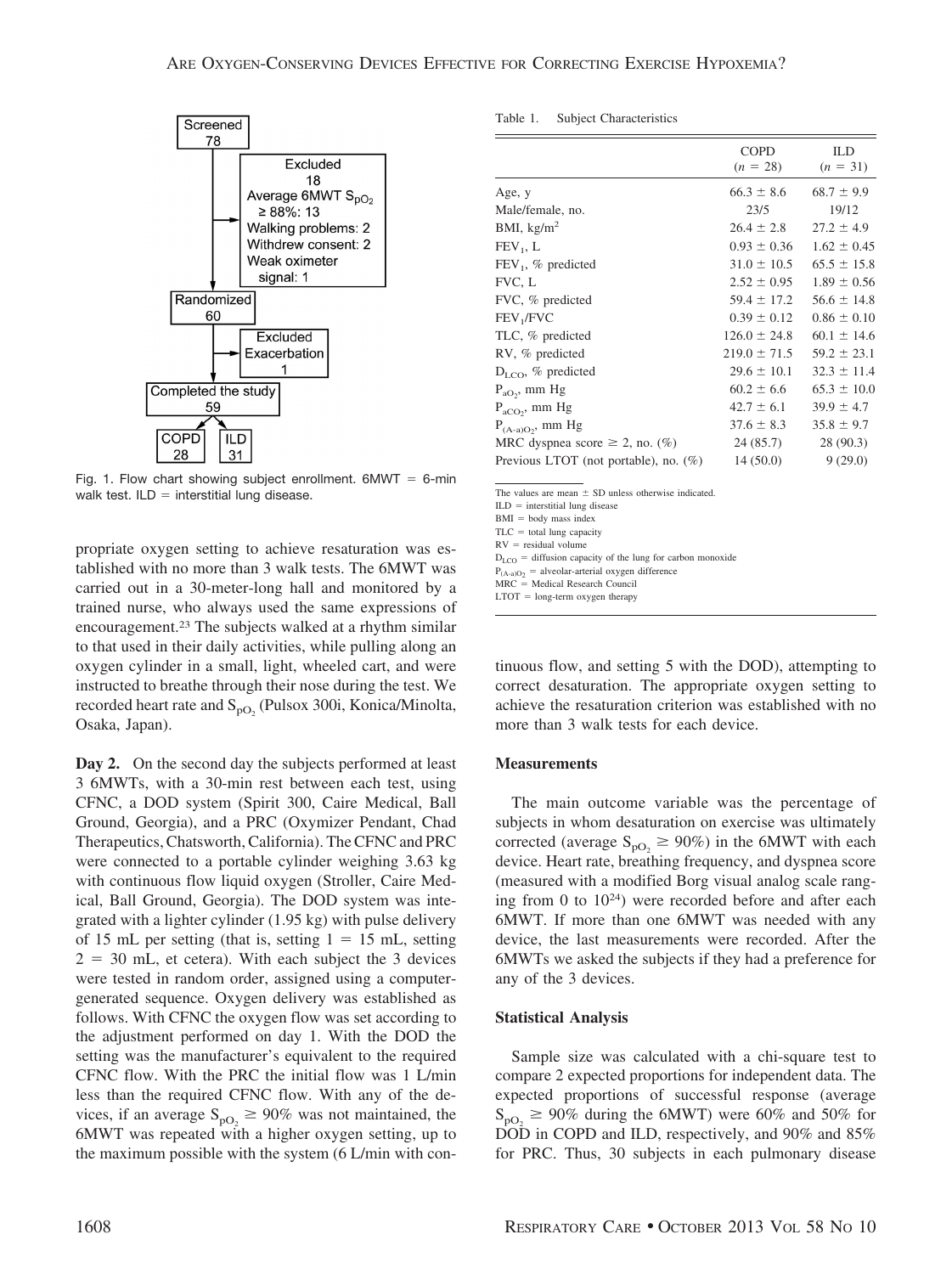Screened 78

Excluded 18
Average 6MWT $S_{pO_2}$ ≥ 88%: 13
Walking problems: 2
Withdrew consent: 2
Weak oximeter signal: 1

Randomized 60

Excluded Exacerbation 1

Completed the study 59

COPD 28 | ILD 31

Fig. 1. Flow chart showing subject enrollment. 6MWT = 6-min walk test. ILD = interstitial lung disease.

propriate oxygen setting to achieve resaturation was established with no more than 3 walk tests. The 6MWT was carried out in a 30-meter-long hall and monitored by a trained nurse, who always used the same expressions of encouragement.[23] The subjects walked at a rhythm similar to that used in their daily activities, while pulling along an oxygen cylinder in a small, light, wheeled cart, and were instructed to breathe through their nose during the test. We recorded heart rate and $S_{pO_2}$ (Pulsox 300i, Konica/Minolta, Osaka, Japan).

**Day 2.** On the second day the subjects performed at least 3 6MWTs, with a 30-min rest between each test, using CFNC, a DOD system (Spirit 300, Caire Medical, Ball Ground, Georgia), and a PRC (Oxymizer Pendant, Chad Therapeutics, Chatsworth, California). The CFNC and PRC were connected to a portable cylinder weighing 3.63 kg with continuous flow liquid oxygen (Stroller, Caire Medical, Ball Ground, Georgia). The DOD system was integrated with a lighter cylinder (1.95 kg) with pulse delivery of 15 mL per setting (that is, setting 1 = 15 mL, setting 2 = 30 mL, et cetera). With each subject the 3 devices were tested in random order, assigned using a computer-generated sequence. Oxygen delivery was established as follows. With CFNC the oxygen flow was set according to the adjustment performed on day 1. With the DOD the setting was the manufacturer's equivalent to the required CFNC flow. With the PRC the initial flow was 1 L/min less than the required CFNC flow. With any of the devices, if an average $S_{pO_2} \geq 90\%$ was not maintained, the 6MWT was repeated with a higher oxygen setting, up to the maximum possible with the system (6 L/min with continuous flow, and setting 5 with the DOD), attempting to correct desaturation. The appropriate oxygen setting to achieve the resaturation criterion was established with no more than 3 walk tests for each device.

Table 1. Subject Characteristics

| | COPD (n = 28) | ILD (n = 31) |
|---|---|---|
| Age, y | 66.3 ± 8.6 | 68.7 ± 9.9 |
| Male/female, no. | 23/5 | 19/12 |
| BMI, kg/m$^2$ | 26.4 ± 2.8 | 27.2 ± 4.9 |
| $FEV_1$, L | 0.93 ± 0.36 | 1.62 ± 0.45 |
| $FEV_1$, % predicted | 31.0 ± 10.5 | 65.5 ± 15.8 |
| FVC, L | 2.52 ± 0.95 | 1.89 ± 0.56 |
| FVC, % predicted | 59.4 ± 17.2 | 56.6 ± 14.8 |
| $FEV_1$/FVC | 0.39 ± 0.12 | 0.86 ± 0.10 |
| TLC, % predicted | 126.0 ± 24.8 | 60.1 ± 14.6 |
| RV, % predicted | 219.0 ± 71.5 | 59.2 ± 23.1 |
| $D_{LCO}$, % predicted | 29.6 ± 10.1 | 32.3 ± 11.4 |
| $P_{aO_2}$, mm Hg | 60.2 ± 6.6 | 65.3 ± 10.0 |
| $P_{aCO_2}$, mm Hg | 42.7 ± 6.1 | 39.9 ± 4.7 |
| $P_{(A-a)O_2}$, mm Hg | 37.6 ± 8.3 | 35.8 ± 9.7 |
| MRC dyspnea score ≥ 2, no. (%) | 24 (85.7) | 28 (90.3) |
| Previous LTOT (not portable), no. (%) | 14 (50.0) | 9 (29.0) |

The values are mean ± SD unless otherwise indicated.
ILD = interstitial lung disease
BMI = body mass index
TLC = total lung capacity
RV = residual volume
$D_{LCO}$ = diffusion capacity of the lung for carbon monoxide
$P_{(A-a)O_2}$ = alveolar-arterial oxygen difference
MRC = Medical Research Council
LTOT = long-term oxygen therapy

### Measurements

The main outcome variable was the percentage of subjects in whom desaturation on exercise was ultimately corrected (average $S_{pO_2} \geq 90\%$) in the 6MWT with each device. Heart rate, breathing frequency, and dyspnea score (measured with a modified Borg visual analog scale ranging from 0 to 10[24]) were recorded before and after each 6MWT. If more than one 6MWT was needed with any device, the last measurements were recorded. After the 6MWTs we asked the subjects if they had a preference for any of the 3 devices.

### Statistical Analysis

Sample size was calculated with a chi-square test to compare 2 expected proportions for independent data. The expected proportions of successful response (average $S_{pO_2} \geq 90\%$ during the 6MWT) were 60% and 50% for DOD in COPD and ILD, respectively, and 90% and 85% for PRC. Thus, 30 subjects in each pulmonary disease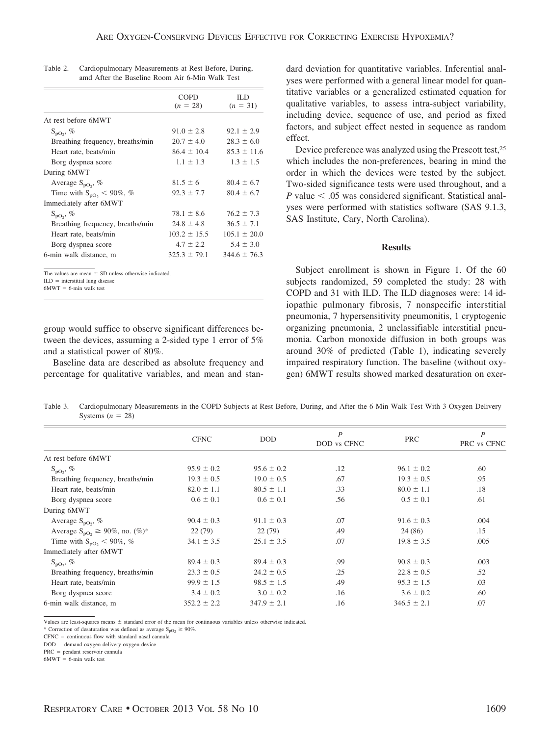Table 2. Cardiopulmonary Measurements at Rest Before, During, amd After the Baseline Room Air 6-Min Walk Test

| | COPD ($n$ = 28) | ILD ($n$ = 31) |
|---|---|---|
| At rest before 6MWT | | |
| $S_{pO_2}$, % | 91.0 ± 2.8 | 92.1 ± 2.9 |
| Breathing frequency, breaths/min | 20.7 ± 4.0 | 28.3 ± 6.0 |
| Heart rate, beats/min | 86.4 ± 10.4 | 85.3 ± 11.6 |
| Borg dyspnea score | 1.1 ± 1.3 | 1.3 ± 1.5 |
| During 6MWT | | |
| Average $S_{pO_2}$, % | 81.5 ± 6 | 80.4 ± 6.7 |
| Time with $S_{pO_2}$ < 90%, % | 92.3 ± 7.7 | 80.4 ± 6.7 |
| Immediately after 6MWT | | |
| $S_{pO_2}$, % | 78.1 ± 8.6 | 76.2 ± 7.3 |
| Breathing frequency, breaths/min | 24.8 ± 4.8 | 36.5 ± 7.1 |
| Heart rate, beats/min | 103.2 ± 15.5 | 105.1 ± 20.0 |
| Borg dyspnea score | 4.7 ± 2.2 | 5.4 ± 3.0 |
| 6-min walk distance, m | 325.3 ± 79.1 | 344.6 ± 76.3 |

The values are mean ± SD unless otherwise indicated.
ILD = interstitial lung disease
6MWT = 6-min walk test

group would suffice to observe significant differences between the devices, assuming a 2-sided type 1 error of 5% and a statistical power of 80%.

Baseline data are described as absolute frequency and percentage for qualitative variables, and mean and standard deviation for quantitative variables. Inferential analyses were performed with a general linear model for quantitative variables or a generalized estimated equation for qualitative variables, to assess intra-subject variability, including device, sequence of use, and period as fixed factors, and subject effect nested in sequence as random effect.

Device preference was analyzed using the Prescott test,[25] which includes the non-preferences, bearing in mind the order in which the devices were tested by the subject. Two-sided significance tests were used throughout, and a $P$ value < .05 was considered significant. Statistical analyses were performed with statistics software (SAS 9.1.3, SAS Institute, Cary, North Carolina).

## Results

Subject enrollment is shown in Figure 1. Of the 60 subjects randomized, 59 completed the study: 28 with COPD and 31 with ILD. The ILD diagnoses were: 14 idiopathic pulmonary fibrosis, 7 nonspecific interstitial pneumonia, 7 hypersensitivity pneumonitis, 1 cryptogenic organizing pneumonia, 2 unclassifiable interstitial pneumonia. Carbon monoxide diffusion in both groups was around 30% of predicted (Table 1), indicating severely impaired respiratory function. The baseline (without oxygen) 6MWT results showed marked desaturation on exer-

Table 3. Cardiopulmonary Measurements in the COPD Subjects at Rest Before, During, and After the 6-Min Walk Test With 3 Oxygen Delivery Systems ($n$ = 28)

| | CFNC | DOD | $P$ DOD vs CFNC | PRC | $P$ PRC vs CFNC |
|---|---|---|---|---|---|
| At rest before 6MWT | | | | | |
| $S_{pO_2}$, % | 95.9 ± 0.2 | 95.6 ± 0.2 | .12 | 96.1 ± 0.2 | .60 |
| Breathing frequency, breaths/min | 19.3 ± 0.5 | 19.0 ± 0.5 | .67 | 19.3 ± 0.5 | .95 |
| Heart rate, beats/min | 82.0 ± 1.1 | 80.5 ± 1.1 | .33 | 80.0 ± 1.1 | .18 |
| Borg dyspnea score | 0.6 ± 0.1 | 0.6 ± 0.1 | .56 | 0.5 ± 0.1 | .61 |
| During 6MWT | | | | | |
| Average $S_{pO_2}$, % | 90.4 ± 0.3 | 91.1 ± 0.3 | .07 | 91.6 ± 0.3 | .004 |
| Average $S_{pO_2}$ ≥ 90%, no. (%)* | 22 (79) | 22 (79) | .49 | 24 (86) | .15 |
| Time with $S_{pO_2}$ < 90%, % | 34.1 ± 3.5 | 25.1 ± 3.5 | .07 | 19.8 ± 3.5 | .005 |
| Immediately after 6MWT | | | | | |
| $S_{pO_2}$, % | 89.4 ± 0.3 | 89.4 ± 0.3 | .99 | 90.8 ± 0.3 | .003 |
| Breathing frequency, breaths/min | 23.3 ± 0.5 | 24.2 ± 0.5 | .25 | 22.8 ± 0.5 | .52 |
| Heart rate, beats/min | 99.9 ± 1.5 | 98.5 ± 1.5 | .49 | 95.3 ± 1.5 | .03 |
| Borg dyspnea score | 3.4 ± 0.2 | 3.0 ± 0.2 | .16 | 3.6 ± 0.2 | .60 |
| 6-min walk distance, m | 352.2 ± 2.2 | 347.9 ± 2.1 | .16 | 346.5 ± 2.1 | .07 |

Values are least-squares means ± standard error of the mean for continuous variables unless otherwise indicated.
* Correction of desaturation was defined as average $S_{pO_2}$ ≥ 90%.
CFNC = continuous flow with standard nasal cannula
DOD = demand oxygen delivery oxygen device
PRC = pendant reservoir cannula
6MWT = 6-min walk test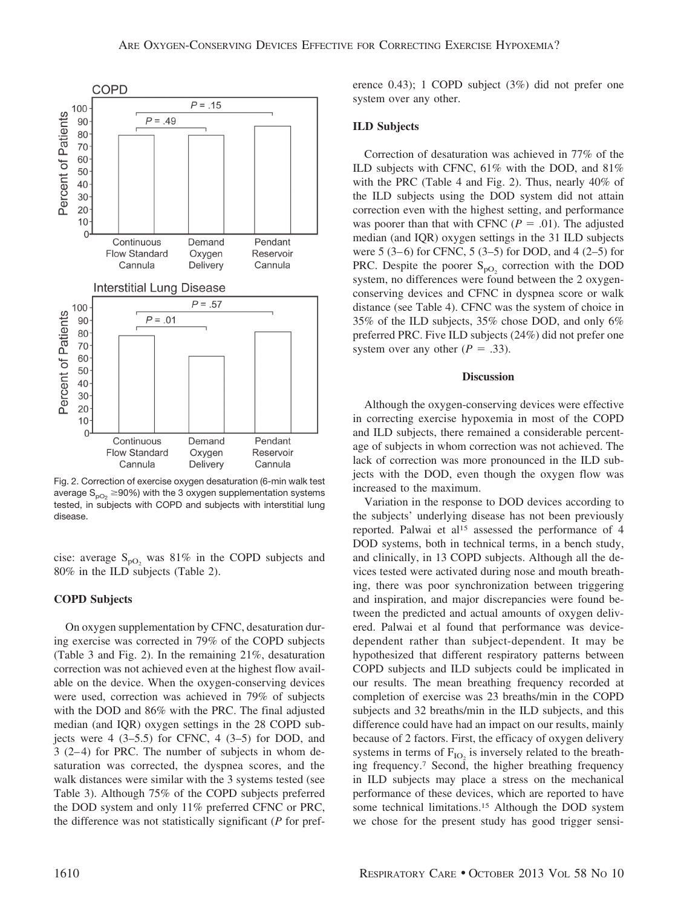Fig. 2. Correction of exercise oxygen desaturation (6-min walk test average $S_{pO_2} \geq 90\%$) with the 3 oxygen supplementation systems tested, in subjects with COPD and subjects with interstitial lung disease.

cise: average $S_{pO_2}$ was 81% in the COPD subjects and 80% in the ILD subjects (Table 2).

### COPD Subjects

On oxygen supplementation by CFNC, desaturation during exercise was corrected in 79% of the COPD subjects (Table 3 and Fig. 2). In the remaining 21%, desaturation correction was not achieved even at the highest flow available on the device. When the oxygen-conserving devices were used, correction was achieved in 79% of subjects with the DOD and 86% with the PRC. The final adjusted median (and IQR) oxygen settings in the 28 COPD subjects were 4 (3–5.5) for CFNC, 4 (3–5) for DOD, and 3 (2–4) for PRC. The number of subjects in whom desaturation was corrected, the dyspnea scores, and the walk distances were similar with the 3 systems tested (see Table 3). Although 75% of the COPD subjects preferred the DOD system and only 11% preferred CFNC or PRC, the difference was not statistically significant (*P* for preference 0.43); 1 COPD subject (3%) did not prefer one system over any other.

### ILD Subjects

Correction of desaturation was achieved in 77% of the ILD subjects with CFNC, 61% with the DOD, and 81% with the PRC (Table 4 and Fig. 2). Thus, nearly 40% of the ILD subjects using the DOD system did not attain correction even with the highest setting, and performance was poorer than that with CFNC ($P = .01$). The adjusted median (and IQR) oxygen settings in the 31 ILD subjects were 5 (3–6) for CFNC, 5 (3–5) for DOD, and 4 (2–5) for PRC. Despite the poorer $S_{pO_2}$ correction with the DOD system, no differences were found between the 2 oxygen-conserving devices and CFNC in dyspnea score or walk distance (see Table 4). CFNC was the system of choice in 35% of the ILD subjects, 35% chose DOD, and only 6% preferred PRC. Five ILD subjects (24%) did not prefer one system over any other ($P = .33$).

## Discussion

Although the oxygen-conserving devices were effective in correcting exercise hypoxemia in most of the COPD and ILD subjects, there remained a considerable percentage of subjects in whom correction was not achieved. The lack of correction was more pronounced in the ILD subjects with the DOD, even though the oxygen flow was increased to the maximum.

Variation in the response to DOD devices according to the subjects' underlying disease has not been previously reported. Palwai et al[15] assessed the performance of 4 DOD systems, both in technical terms, in a bench study, and clinically, in 13 COPD subjects. Although all the devices tested were activated during nose and mouth breathing, there was poor synchronization between triggering and inspiration, and major discrepancies were found between the predicted and actual amounts of oxygen delivered. Palwai et al found that performance was device-dependent rather than subject-dependent. It may be hypothesized that different respiratory patterns between COPD subjects and ILD subjects could be implicated in our results. The mean breathing frequency recorded at completion of exercise was 23 breaths/min in the COPD subjects and 32 breaths/min in the ILD subjects, and this difference could have had an impact on our results, mainly because of 2 factors. First, the efficacy of oxygen delivery systems in terms of $F_{IO_2}$ is inversely related to the breathing frequency.[7] Second, the higher breathing frequency in ILD subjects may place a stress on the mechanical performance of these devices, which are reported to have some technical limitations.[15] Although the DOD system we chose for the present study has good trigger sensi-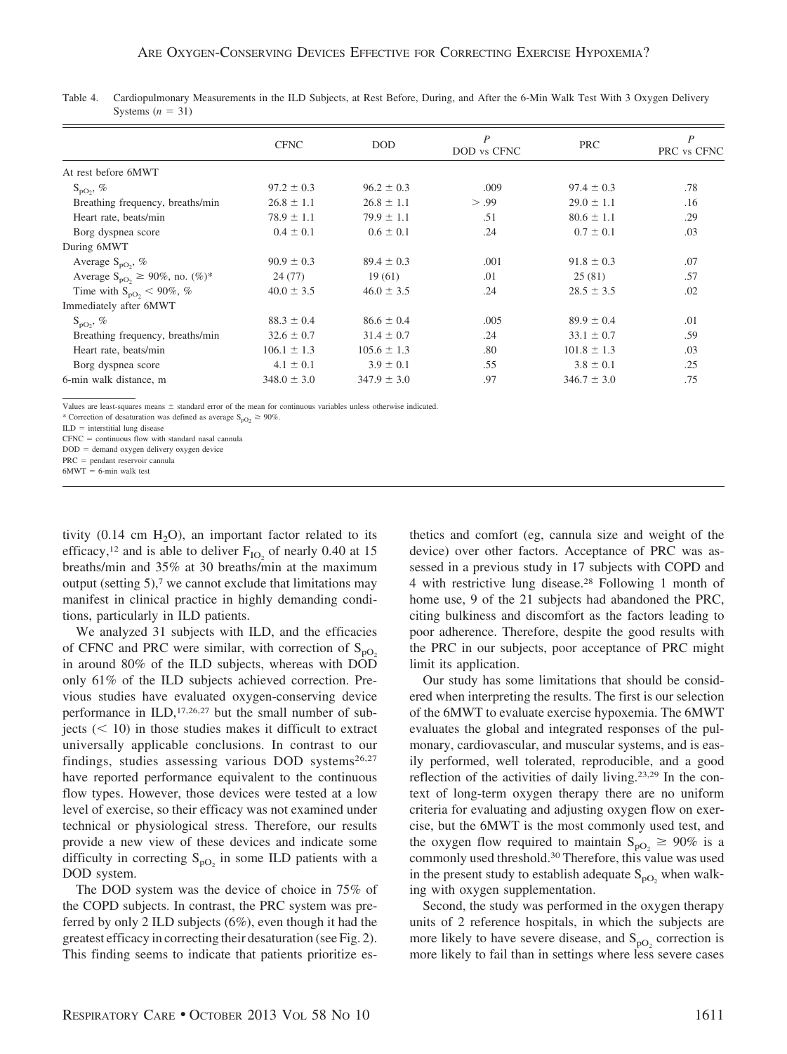Table 4. Cardiopulmonary Measurements in the ILD Subjects, at Rest Before, During, and After the 6-Min Walk Test With 3 Oxygen Delivery Systems ($n$ = 31)

| | CFNC | DOD | $P$ DOD vs CFNC | PRC | $P$ PRC vs CFNC |
|---|---|---|---|---|---|
| At rest before 6MWT | | | | | |
| $S_{pO_2}$, % | 97.2 ± 0.3 | 96.2 ± 0.3 | .009 | 97.4 ± 0.3 | .78 |
| Breathing frequency, breaths/min | 26.8 ± 1.1 | 26.8 ± 1.1 | > .99 | 29.0 ± 1.1 | .16 |
| Heart rate, beats/min | 78.9 ± 1.1 | 79.9 ± 1.1 | .51 | 80.6 ± 1.1 | .29 |
| Borg dyspnea score | 0.4 ± 0.1 | 0.6 ± 0.1 | .24 | 0.7 ± 0.1 | .03 |
| During 6MWT | | | | | |
| Average $S_{pO_2}$, % | 90.9 ± 0.3 | 89.4 ± 0.3 | .001 | 91.8 ± 0.3 | .07 |
| Average $S_{pO_2}$ ≥ 90%, no. (%)* | 24 (77) | 19 (61) | .01 | 25 (81) | .57 |
| Time with $S_{pO_2}$ < 90%, % | 40.0 ± 3.5 | 46.0 ± 3.5 | .24 | 28.5 ± 3.5 | .02 |
| Immediately after 6MWT | | | | | |
| $S_{pO_2}$, % | 88.3 ± 0.4 | 86.6 ± 0.4 | .005 | 89.9 ± 0.4 | .01 |
| Breathing frequency, breaths/min | 32.6 ± 0.7 | 31.4 ± 0.7 | .24 | 33.1 ± 0.7 | .59 |
| Heart rate, beats/min | 106.1 ± 1.3 | 105.6 ± 1.3 | .80 | 101.8 ± 1.3 | .03 |
| Borg dyspnea score | 4.1 ± 0.1 | 3.9 ± 0.1 | .55 | 3.8 ± 0.1 | .25 |
| 6-min walk distance, m | 348.0 ± 3.0 | 347.9 ± 3.0 | .97 | 346.7 ± 3.0 | .75 |

Values are least-squares means ± standard error of the mean for continuous variables unless otherwise indicated.
* Correction of desaturation was defined as average $S_{pO_2}$ ≥ 90%.
ILD = interstitial lung disease
CFNC = continuous flow with standard nasal cannula
DOD = demand oxygen delivery oxygen device
PRC = pendant reservoir cannula
6MWT = 6-min walk test

tivity (0.14 cm $H_2O$), an important factor related to its efficacy,[12] and is able to deliver $F_{IO_2}$ of nearly 0.40 at 15 breaths/min and 35% at 30 breaths/min at the maximum output (setting 5),[7] we cannot exclude that limitations may manifest in clinical practice in highly demanding conditions, particularly in ILD patients.

We analyzed 31 subjects with ILD, and the efficacies of CFNC and PRC were similar, with correction of $S_{pO_2}$ in around 80% of the ILD subjects, whereas with DOD only 61% of the ILD subjects achieved correction. Previous studies have evaluated oxygen-conserving device performance in ILD,[17,26,27] but the small number of subjects (< 10) in those studies makes it difficult to extract universally applicable conclusions. In contrast to our findings, studies assessing various DOD systems[26,27] have reported performance equivalent to the continuous flow types. However, those devices were tested at a low level of exercise, so their efficacy was not examined under technical or physiological stress. Therefore, our results provide a new view of these devices and indicate some difficulty in correcting $S_{pO_2}$ in some ILD patients with a DOD system.

The DOD system was the device of choice in 75% of the COPD subjects. In contrast, the PRC system was preferred by only 2 ILD subjects (6%), even though it had the greatest efficacy in correcting their desaturation (see Fig. 2). This finding seems to indicate that patients prioritize esthetics and comfort (eg, cannula size and weight of the device) over other factors. Acceptance of PRC was assessed in a previous study in 17 subjects with COPD and 4 with restrictive lung disease.[28] Following 1 month of home use, 9 of the 21 subjects had abandoned the PRC, citing bulkiness and discomfort as the factors leading to poor adherence. Therefore, despite the good results with the PRC in our subjects, poor acceptance of PRC might limit its application.

Our study has some limitations that should be considered when interpreting the results. The first is our selection of the 6MWT to evaluate exercise hypoxemia. The 6MWT evaluates the global and integrated responses of the pulmonary, cardiovascular, and muscular systems, and is easily performed, well tolerated, reproducible, and a good reflection of the activities of daily living.[23,29] In the context of long-term oxygen therapy there are no uniform criteria for evaluating and adjusting oxygen flow on exercise, but the 6MWT is the most commonly used test, and the oxygen flow required to maintain $S_{pO_2}$ ≥ 90% is a commonly used threshold.[30] Therefore, this value was used in the present study to establish adequate $S_{pO_2}$ when walking with oxygen supplementation.

Second, the study was performed in the oxygen therapy units of 2 reference hospitals, in which the subjects are more likely to have severe disease, and $S_{pO_2}$ correction is more likely to fail than in settings where less severe cases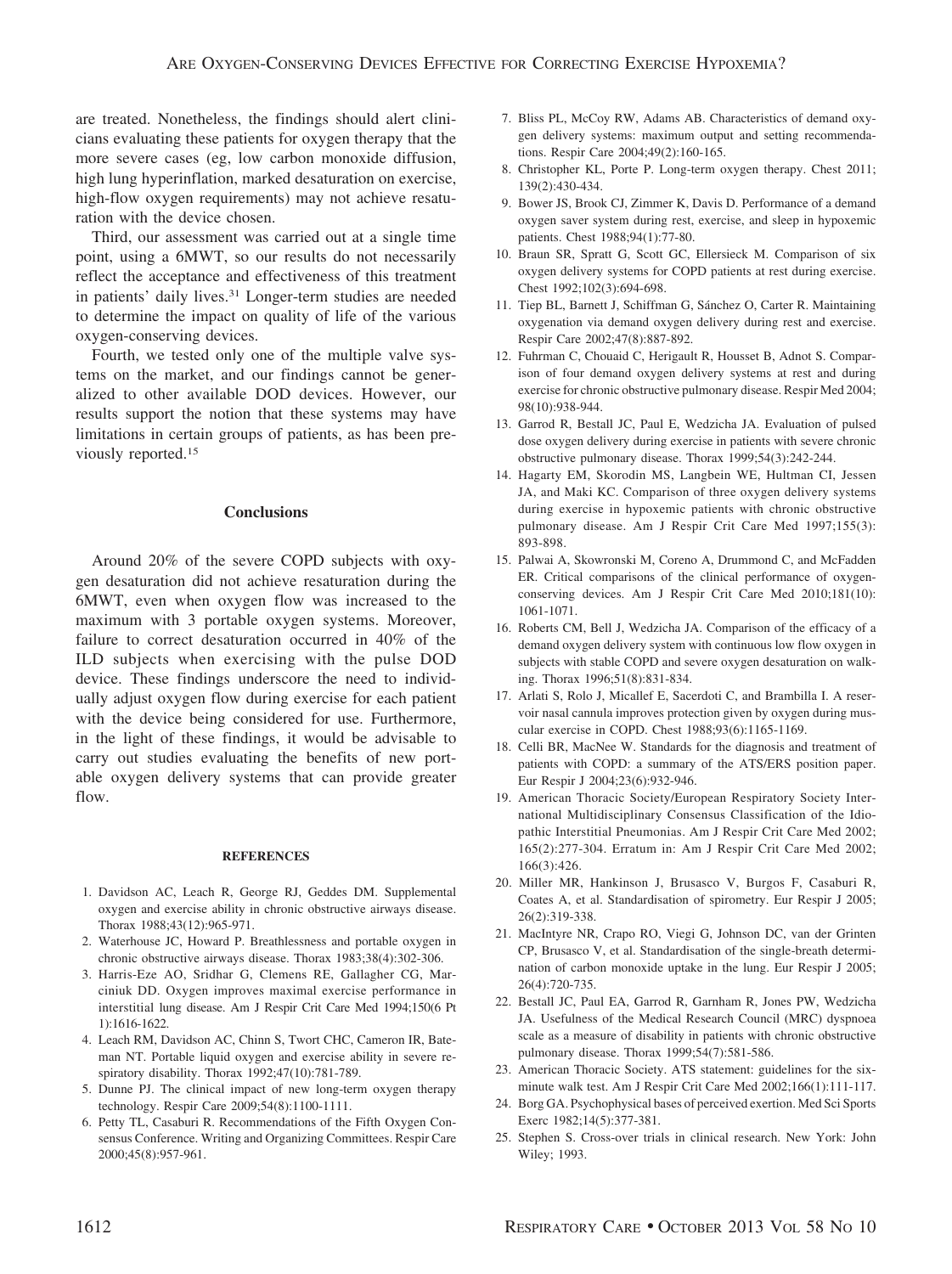are treated. Nonetheless, the findings should alert clinicians evaluating these patients for oxygen therapy that the more severe cases (eg, low carbon monoxide diffusion, high lung hyperinflation, marked desaturation on exercise, high-flow oxygen requirements) may not achieve resaturation with the device chosen.

Third, our assessment was carried out at a single time point, using a 6MWT, so our results do not necessarily reflect the acceptance and effectiveness of this treatment in patients' daily lives.[31] Longer-term studies are needed to determine the impact on quality of life of the various oxygen-conserving devices.

Fourth, we tested only one of the multiple valve systems on the market, and our findings cannot be generalized to other available DOD devices. However, our results support the notion that these systems may have limitations in certain groups of patients, as has been previously reported.[15]

## Conclusions

Around 20% of the severe COPD subjects with oxygen desaturation did not achieve resaturation during the 6MWT, even when oxygen flow was increased to the maximum with 3 portable oxygen systems. Moreover, failure to correct desaturation occurred in 40% of the ILD subjects when exercising with the pulse DOD device. These findings underscore the need to individually adjust oxygen flow during exercise for each patient with the device being considered for use. Furthermore, in the light of these findings, it would be advisable to carry out studies evaluating the benefits of new portable oxygen delivery systems that can provide greater flow.

## REFERENCES

1. Davidson AC, Leach R, George RJ, Geddes DM. Supplemental oxygen and exercise ability in chronic obstructive airways disease. Thorax 1988;43(12):965-971.
2. Waterhouse JC, Howard P. Breathlessness and portable oxygen in chronic obstructive airways disease. Thorax 1983;38(4):302-306.
3. Harris-Eze AO, Sridhar G, Clemens RE, Gallagher CG, Marciniuk DD. Oxygen improves maximal exercise performance in interstitial lung disease. Am J Respir Crit Care Med 1994;150(6 Pt 1):1616-1622.
4. Leach RM, Davidson AC, Chinn S, Twort CHC, Cameron IR, Bateman NT. Portable liquid oxygen and exercise ability in severe respiratory disability. Thorax 1992;47(10):781-789.
5. Dunne PJ. The clinical impact of new long-term oxygen therapy technology. Respir Care 2009;54(8):1100-1111.
6. Petty TL, Casaburi R. Recommendations of the Fifth Oxygen Consensus Conference. Writing and Organizing Committees. Respir Care 2000;45(8):957-961.
7. Bliss PL, McCoy RW, Adams AB. Characteristics of demand oxygen delivery systems: maximum output and setting recommendations. Respir Care 2004;49(2):160-165.
8. Christopher KL, Porte P. Long-term oxygen therapy. Chest 2011; 139(2):430-434.
9. Bower JS, Brook CJ, Zimmer K, Davis D. Performance of a demand oxygen saver system during rest, exercise, and sleep in hypoxemic patients. Chest 1988;94(1):77-80.
10. Braun SR, Spratt G, Scott GC, Ellersieck M. Comparison of six oxygen delivery systems for COPD patients at rest during exercise. Chest 1992;102(3):694-698.
11. Tiep BL, Barnett J, Schiffman G, Sánchez O, Carter R. Maintaining oxygenation via demand oxygen delivery during rest and exercise. Respir Care 2002;47(8):887-892.
12. Fuhrman C, Chouaid C, Herigault R, Housset B, Adnot S. Comparison of four demand oxygen delivery systems at rest and during exercise for chronic obstructive pulmonary disease. Respir Med 2004; 98(10):938-944.
13. Garrod R, Bestall JC, Paul E, Wedzicha JA. Evaluation of pulsed dose oxygen delivery during exercise in patients with severe chronic obstructive pulmonary disease. Thorax 1999;54(3):242-244.
14. Hagarty EM, Skorodin MS, Langbein WE, Hultman CI, Jessen JA, and Maki KC. Comparison of three oxygen delivery systems during exercise in hypoxemic patients with chronic obstructive pulmonary disease. Am J Respir Crit Care Med 1997;155(3): 893-898.
15. Palwai A, Skowronski M, Coreno A, Drummond C, and McFadden ER. Critical comparisons of the clinical performance of oxygen-conserving devices. Am J Respir Crit Care Med 2010;181(10): 1061-1071.
16. Roberts CM, Bell J, Wedzicha JA. Comparison of the efficacy of a demand oxygen delivery system with continuous low flow oxygen in subjects with stable COPD and severe oxygen desaturation on walking. Thorax 1996;51(8):831-834.
17. Arlati S, Rolo J, Micallef E, Sacerdoti C, and Brambilla I. A reservoir nasal cannula improves protection given by oxygen during muscular exercise in COPD. Chest 1988;93(6):1165-1169.
18. Celli BR, MacNee W. Standards for the diagnosis and treatment of patients with COPD: a summary of the ATS/ERS position paper. Eur Respir J 2004;23(6):932-946.
19. American Thoracic Society/European Respiratory Society International Multidisciplinary Consensus Classification of the Idiopathic Interstitial Pneumonias. Am J Respir Crit Care Med 2002; 165(2):277-304. Erratum in: Am J Respir Crit Care Med 2002; 166(3):426.
20. Miller MR, Hankinson J, Brusasco V, Burgos F, Casaburi R, Coates A, et al. Standardisation of spirometry. Eur Respir J 2005; 26(2):319-338.
21. MacIntyre NR, Crapo RO, Viegi G, Johnson DC, van der Grinten CP, Brusasco V, et al. Standardisation of the single-breath determination of carbon monoxide uptake in the lung. Eur Respir J 2005; 26(4):720-735.
22. Bestall JC, Paul EA, Garrod R, Garnham R, Jones PW, Wedzicha JA. Usefulness of the Medical Research Council (MRC) dyspnoea scale as a measure of disability in patients with chronic obstructive pulmonary disease. Thorax 1999;54(7):581-586.
23. American Thoracic Society. ATS statement: guidelines for the six-minute walk test. Am J Respir Crit Care Med 2002;166(1):111-117.
24. Borg GA. Psychophysical bases of perceived exertion. Med Sci Sports Exerc 1982;14(5):377-381.
25. Stephen S. Cross-over trials in clinical research. New York: John Wiley; 1993.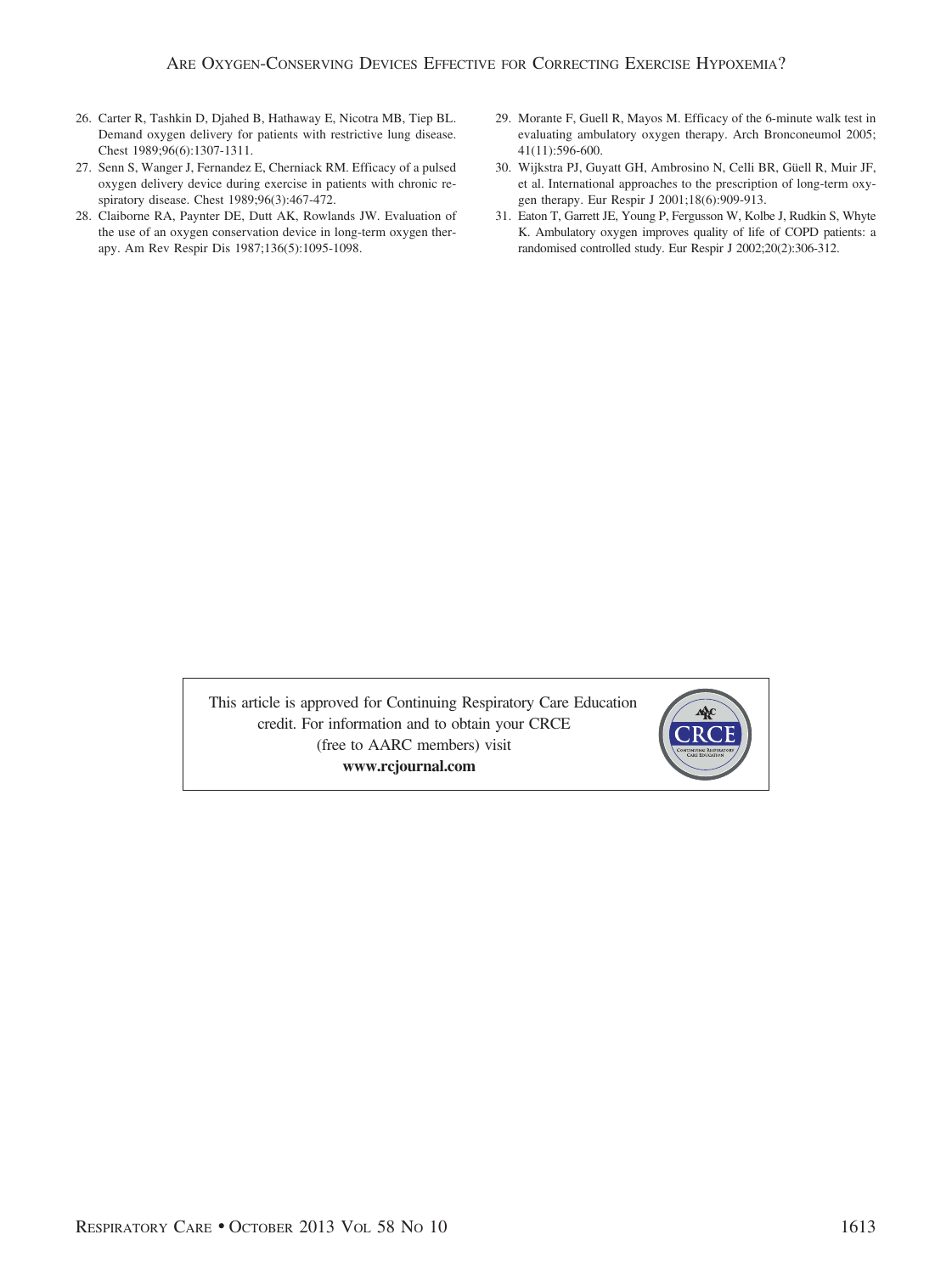26. Carter R, Tashkin D, Djahed B, Hathaway E, Nicotra MB, Tiep BL. Demand oxygen delivery for patients with restrictive lung disease. Chest 1989;96(6):1307-1311.
27. Senn S, Wanger J, Fernandez E, Cherniack RM. Efficacy of a pulsed oxygen delivery device during exercise in patients with chronic respiratory disease. Chest 1989;96(3):467-472.
28. Claiborne RA, Paynter DE, Dutt AK, Rowlands JW. Evaluation of the use of an oxygen conservation device in long-term oxygen therapy. Am Rev Respir Dis 1987;136(5):1095-1098.
29. Morante F, Guell R, Mayos M. Efficacy of the 6-minute walk test in evaluating ambulatory oxygen therapy. Arch Bronconeumol 2005; 41(11):596-600.
30. Wijkstra PJ, Guyatt GH, Ambrosino N, Celli BR, Güell R, Muir JF, et al. International approaches to the prescription of long-term oxygen therapy. Eur Respir J 2001;18(6):909-913.
31. Eaton T, Garrett JE, Young P, Fergusson W, Kolbe J, Rudkin S, Whyte K. Ambulatory oxygen improves quality of life of COPD patients: a randomised controlled study. Eur Respir J 2002;20(2):306-312.

This article is approved for Continuing Respiratory Care Education credit. For information and to obtain your CRCE (free to AARC members) visit **www.rcjournal.com**